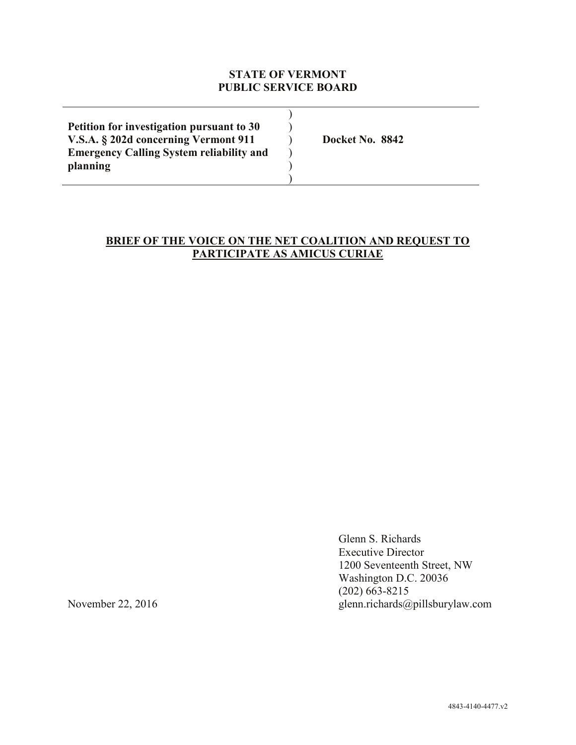**STATE OF VERMONT**
**PUBLIC SERVICE BOARD**

| | | |
|---|---|---|
| **Petition for investigation pursuant to 30 V.S.A. § 202d concerning Vermont 911 Emergency Calling System reliability and planning** | ) ) ) ) ) ) | **Docket No. 8842** |

**BRIEF OF THE VOICE ON THE NET COALITION AND REQUEST TO PARTICIPATE AS AMICUS CURIAE**

Glenn S. Richards
Executive Director
1200 Seventeenth Street, NW
Washington D.C. 20036
(202) 663-8215
glenn.richards@pillsburylaw.com

November 22, 2016

4843-4140-4477.v2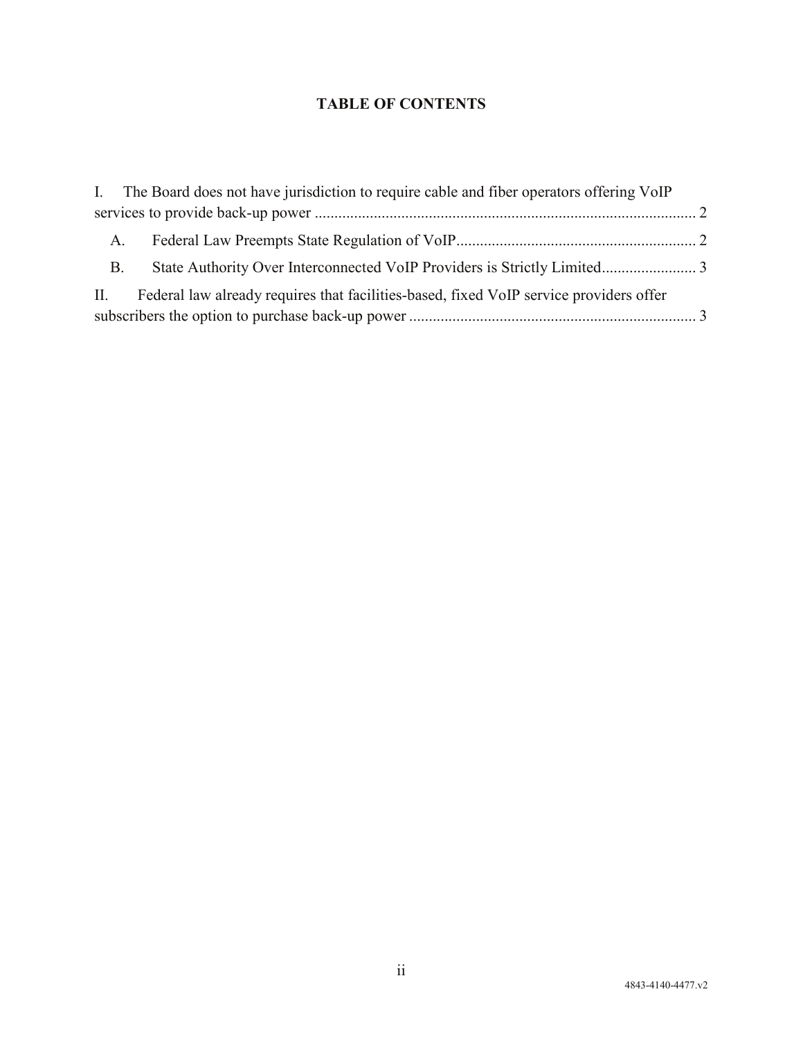# TABLE OF CONTENTS

I. The Board does not have jurisdiction to require cable and fiber operators offering VoIP services to provide back-up power ........................................................................................................ 2

- A. Federal Law Preempts State Regulation of VoIP............................................................ 2
- B. State Authority Over Interconnected VoIP Providers is Strictly Limited........................ 3

II. Federal law already requires that facilities-based, fixed VoIP service providers offer subscribers the option to purchase back-up power ......................................................................... 3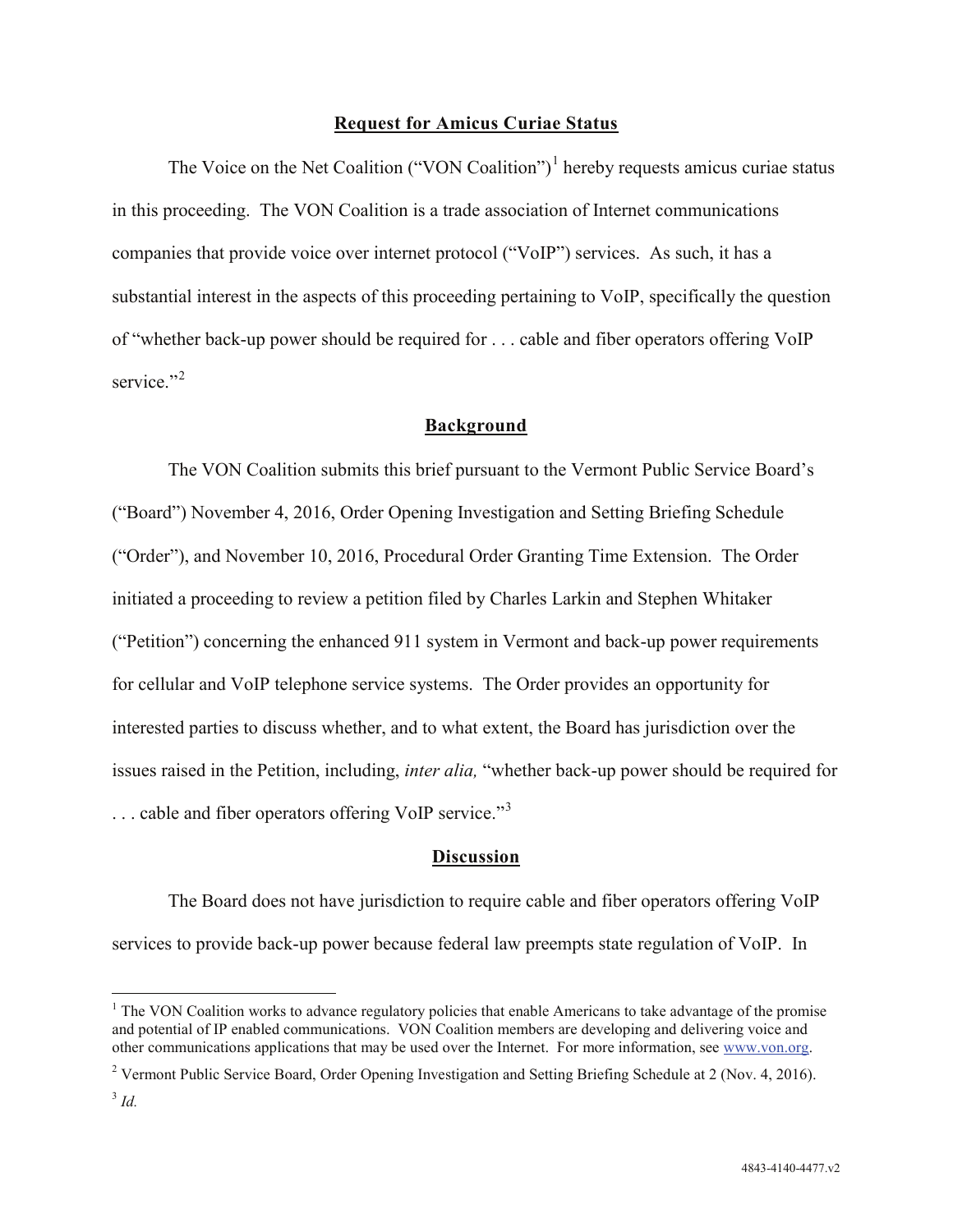## Request for Amicus Curiae Status

The Voice on the Net Coalition ("VON Coalition")[1] hereby requests amicus curiae status in this proceeding. The VON Coalition is a trade association of Internet communications companies that provide voice over internet protocol ("VoIP") services. As such, it has a substantial interest in the aspects of this proceeding pertaining to VoIP, specifically the question of "whether back-up power should be required for . . . cable and fiber operators offering VoIP service."[2]

## Background

The VON Coalition submits this brief pursuant to the Vermont Public Service Board's ("Board") November 4, 2016, Order Opening Investigation and Setting Briefing Schedule ("Order"), and November 10, 2016, Procedural Order Granting Time Extension. The Order initiated a proceeding to review a petition filed by Charles Larkin and Stephen Whitaker ("Petition") concerning the enhanced 911 system in Vermont and back-up power requirements for cellular and VoIP telephone service systems. The Order provides an opportunity for interested parties to discuss whether, and to what extent, the Board has jurisdiction over the issues raised in the Petition, including, *inter alia,* "whether back-up power should be required for . . . cable and fiber operators offering VoIP service."[3]

## Discussion

The Board does not have jurisdiction to require cable and fiber operators offering VoIP services to provide back-up power because federal law preempts state regulation of VoIP. In

---

[1] The VON Coalition works to advance regulatory policies that enable Americans to take advantage of the promise and potential of IP enabled communications. VON Coalition members are developing and delivering voice and other communications applications that may be used over the Internet. For more information, see www.von.org.

[2] Vermont Public Service Board, Order Opening Investigation and Setting Briefing Schedule at 2 (Nov. 4, 2016).

[3] *Id.*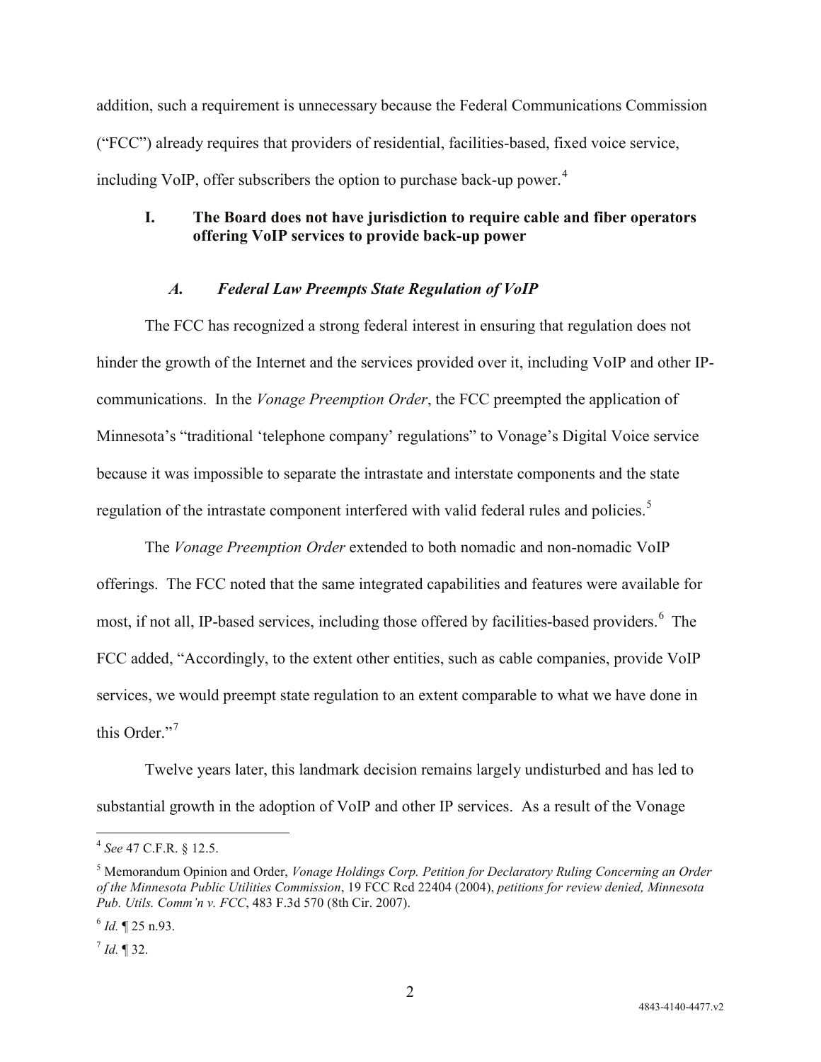addition, such a requirement is unnecessary because the Federal Communications Commission ("FCC") already requires that providers of residential, facilities-based, fixed voice service, including VoIP, offer subscribers the option to purchase back-up power.[4]

## I. The Board does not have jurisdiction to require cable and fiber operators offering VoIP services to provide back-up power

### *A. Federal Law Preempts State Regulation of VoIP*

The FCC has recognized a strong federal interest in ensuring that regulation does not hinder the growth of the Internet and the services provided over it, including VoIP and other IP-communications. In the *Vonage Preemption Order*, the FCC preempted the application of Minnesota's "traditional 'telephone company' regulations" to Vonage's Digital Voice service because it was impossible to separate the intrastate and interstate components and the state regulation of the intrastate component interfered with valid federal rules and policies.[5]

The *Vonage Preemption Order* extended to both nomadic and non-nomadic VoIP offerings. The FCC noted that the same integrated capabilities and features were available for most, if not all, IP-based services, including those offered by facilities-based providers.[6] The FCC added, "Accordingly, to the extent other entities, such as cable companies, provide VoIP services, we would preempt state regulation to an extent comparable to what we have done in this Order."[7]

Twelve years later, this landmark decision remains largely undisturbed and has led to substantial growth in the adoption of VoIP and other IP services. As a result of the Vonage

---

[4] *See* 47 C.F.R. § 12.5.

[5] Memorandum Opinion and Order, *Vonage Holdings Corp. Petition for Declaratory Ruling Concerning an Order of the Minnesota Public Utilities Commission*, 19 FCC Rcd 22404 (2004), *petitions for review denied, Minnesota Pub. Utils. Comm'n v. FCC*, 483 F.3d 570 (8th Cir. 2007).

[6] *Id.* ¶ 25 n.93.

[7] *Id.* ¶ 32.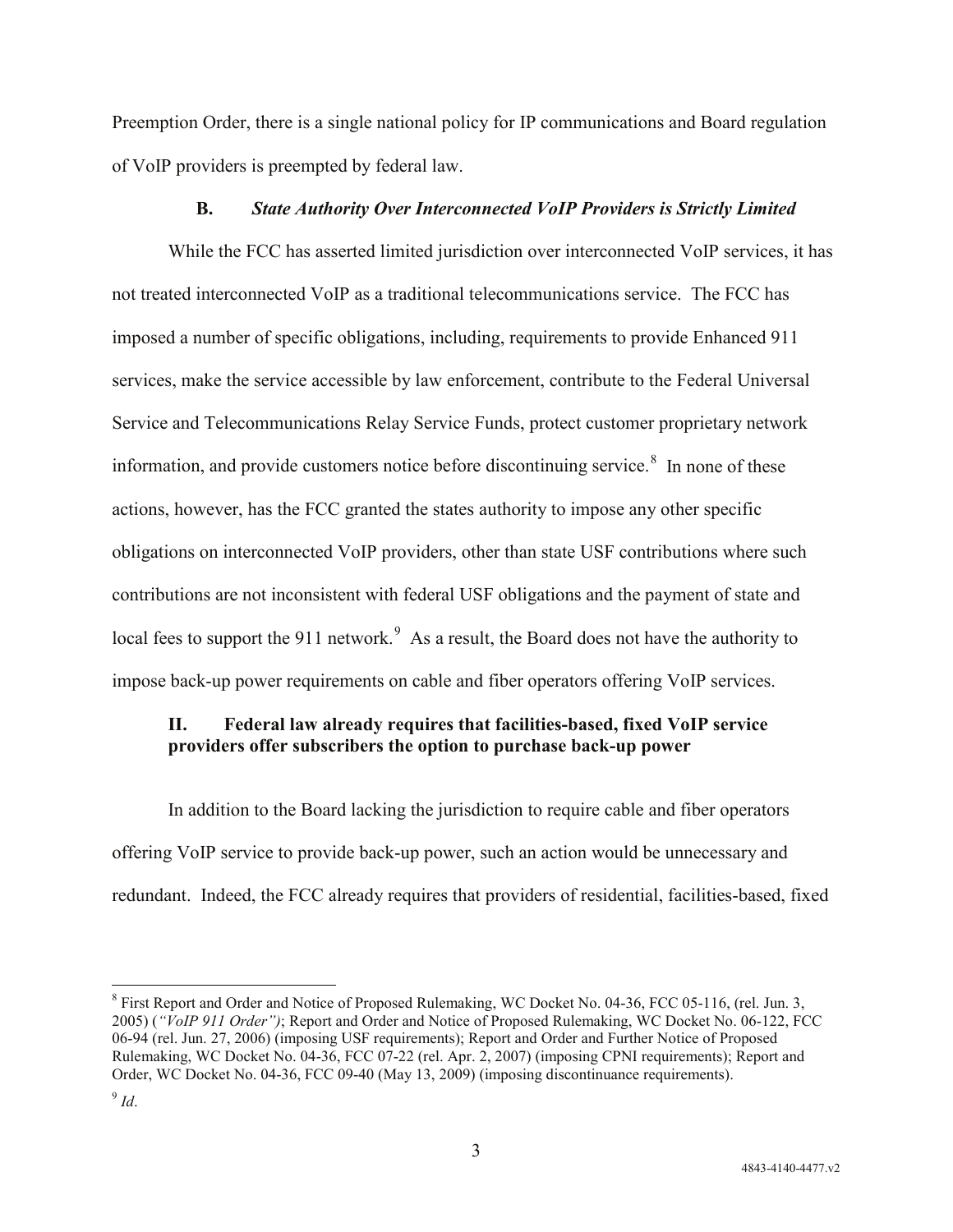Preemption Order, there is a single national policy for IP communications and Board regulation of VoIP providers is preempted by federal law.

### B. *State Authority Over Interconnected VoIP Providers is Strictly Limited*

While the FCC has asserted limited jurisdiction over interconnected VoIP services, it has not treated interconnected VoIP as a traditional telecommunications service. The FCC has imposed a number of specific obligations, including, requirements to provide Enhanced 911 services, make the service accessible by law enforcement, contribute to the Federal Universal Service and Telecommunications Relay Service Funds, protect customer proprietary network information, and provide customers notice before discontinuing service.[8] In none of these actions, however, has the FCC granted the states authority to impose any other specific obligations on interconnected VoIP providers, other than state USF contributions where such contributions are not inconsistent with federal USF obligations and the payment of state and local fees to support the 911 network.[9] As a result, the Board does not have the authority to impose back-up power requirements on cable and fiber operators offering VoIP services.

## II. Federal law already requires that facilities-based, fixed VoIP service providers offer subscribers the option to purchase back-up power

In addition to the Board lacking the jurisdiction to require cable and fiber operators offering VoIP service to provide back-up power, such an action would be unnecessary and redundant. Indeed, the FCC already requires that providers of residential, facilities-based, fixed

---

[8] First Report and Order and Notice of Proposed Rulemaking, WC Docket No. 04-36, FCC 05-116, (rel. Jun. 3, 2005) (*"VoIP 911 Order")*; Report and Order and Notice of Proposed Rulemaking, WC Docket No. 06-122, FCC 06-94 (rel. Jun. 27, 2006) (imposing USF requirements); Report and Order and Further Notice of Proposed Rulemaking, WC Docket No. 04-36, FCC 07-22 (rel. Apr. 2, 2007) (imposing CPNI requirements); Report and Order, WC Docket No. 04-36, FCC 09-40 (May 13, 2009) (imposing discontinuance requirements).

[9] *Id*.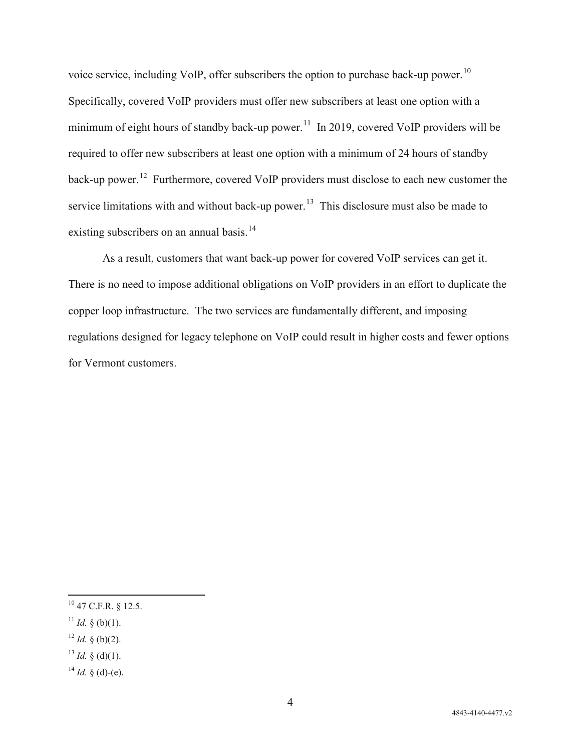voice service, including VoIP, offer subscribers the option to purchase back-up power.[10] Specifically, covered VoIP providers must offer new subscribers at least one option with a minimum of eight hours of standby back-up power.[11] In 2019, covered VoIP providers will be required to offer new subscribers at least one option with a minimum of 24 hours of standby back-up power.[12] Furthermore, covered VoIP providers must disclose to each new customer the service limitations with and without back-up power.[13] This disclosure must also be made to existing subscribers on an annual basis.[14]

As a result, customers that want back-up power for covered VoIP services can get it. There is no need to impose additional obligations on VoIP providers in an effort to duplicate the copper loop infrastructure. The two services are fundamentally different, and imposing regulations designed for legacy telephone on VoIP could result in higher costs and fewer options for Vermont customers.

---

[10] 47 C.F.R. § 12.5.

[11] *Id.* § (b)(1).

[12] *Id.* § (b)(2).

[13] *Id.* § (d)(1).

[14] *Id.* § (d)-(e).

4843-4140-4477.v2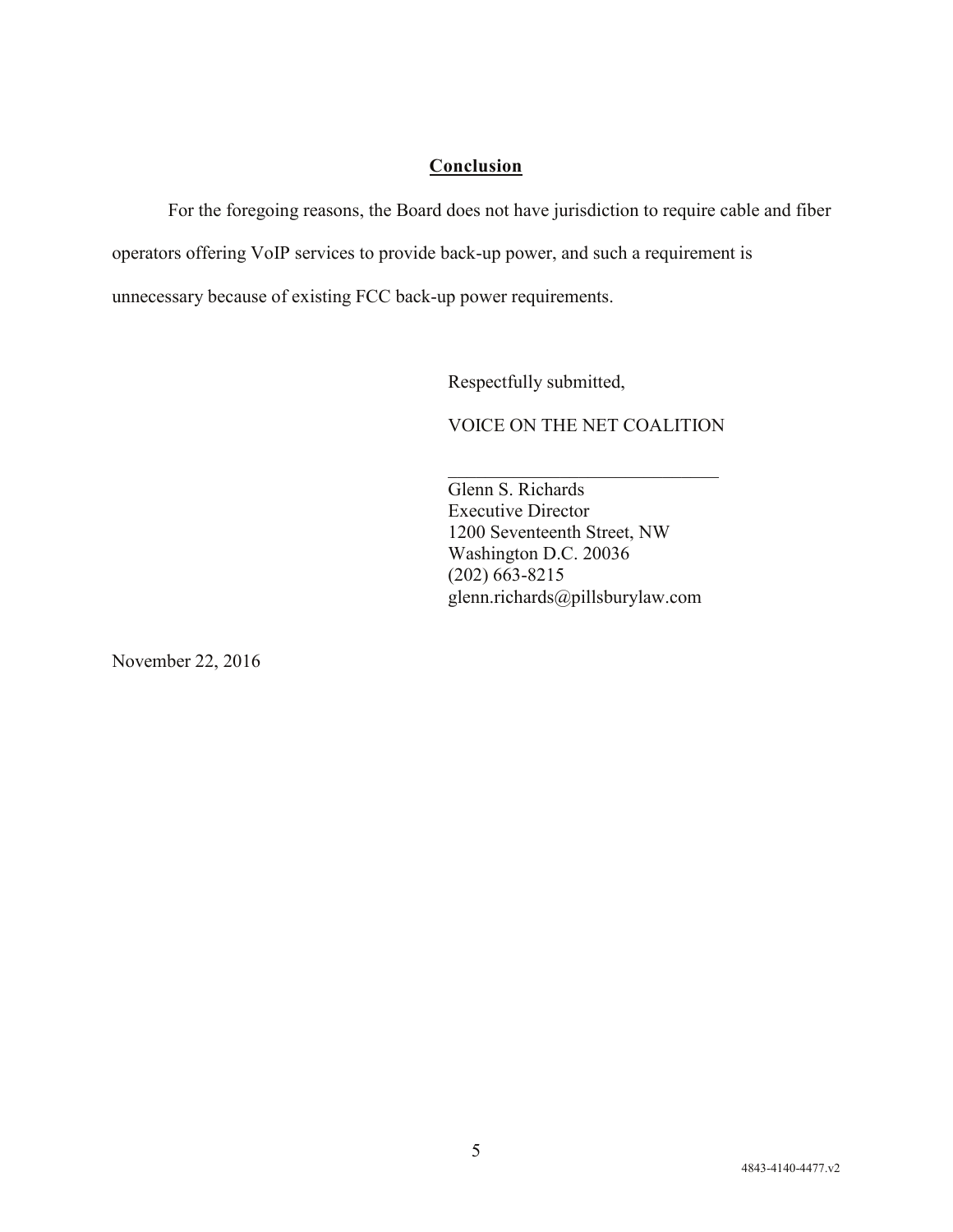## Conclusion

For the foregoing reasons, the Board does not have jurisdiction to require cable and fiber operators offering VoIP services to provide back-up power, and such a requirement is unnecessary because of existing FCC back-up power requirements.

Respectfully submitted,

VOICE ON THE NET COALITION

\_\_\_\_\_\_\_\_\_\_\_\_\_\_\_\_\_\_\_\_\_\_\_\_\_\_\_\_\_\_

Glenn S. Richards
Executive Director
1200 Seventeenth Street, NW
Washington D.C. 20036
(202) 663-8215
glenn.richards@pillsburylaw.com

November 22, 2016

4843-4140-4477.v2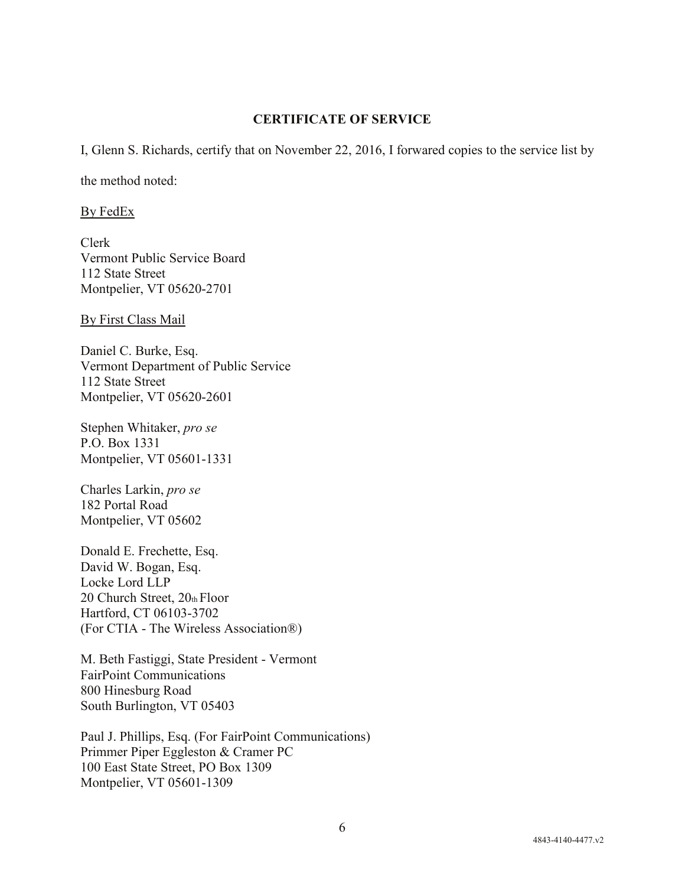## CERTIFICATE OF SERVICE

I, Glenn S. Richards, certify that on November 22, 2016, I forwarded copies to the service list by the method noted:

By FedEx

Clerk
Vermont Public Service Board
112 State Street
Montpelier, VT 05620-2701

By First Class Mail

Daniel C. Burke, Esq.
Vermont Department of Public Service
112 State Street
Montpelier, VT 05620-2601

Stephen Whitaker, *pro se*
P.O. Box 1331
Montpelier, VT 05601-1331

Charles Larkin, *pro se*
182 Portal Road
Montpelier, VT 05602

Donald E. Frechette, Esq.
David W. Bogan, Esq.
Locke Lord LLP
20 Church Street, 20th Floor
Hartford, CT 06103-3702
(For CTIA - The Wireless Association®)

M. Beth Fastiggi, State President - Vermont
FairPoint Communications
800 Hinesburg Road
South Burlington, VT 05403

Paul J. Phillips, Esq. (For FairPoint Communications)
Primmer Piper Eggleston & Cramer PC
100 East State Street, PO Box 1309
Montpelier, VT 05601-1309

4843-4140-4477.v2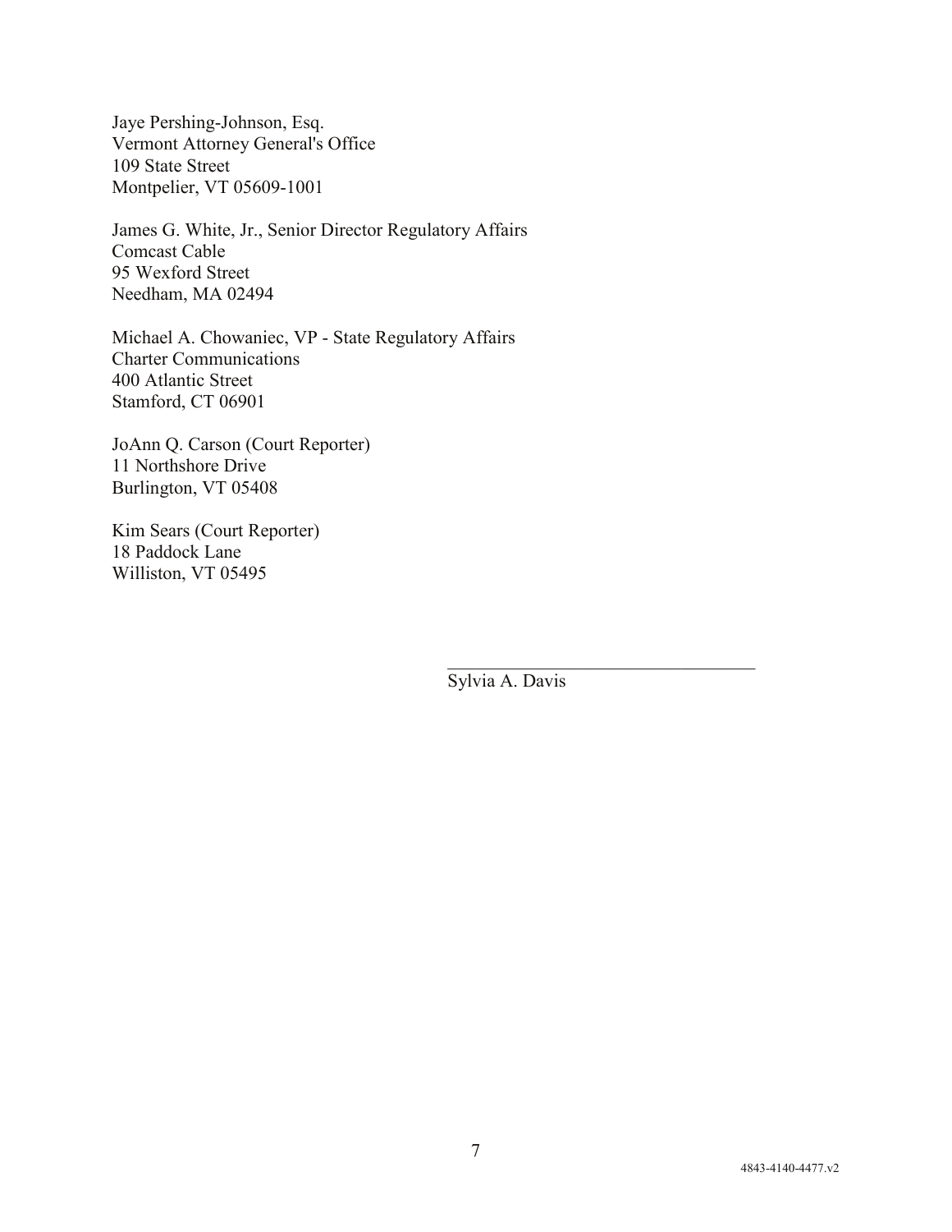Jaye Pershing-Johnson, Esq.
Vermont Attorney General's Office
109 State Street
Montpelier, VT 05609-1001

James G. White, Jr., Senior Director Regulatory Affairs
Comcast Cable
95 Wexford Street
Needham, MA 02494

Michael A. Chowaniec, VP - State Regulatory Affairs
Charter Communications
400 Atlantic Street
Stamford, CT 06901

JoAnn Q. Carson (Court Reporter)
11 Northshore Drive
Burlington, VT 05408

Kim Sears (Court Reporter)
18 Paddock Lane
Williston, VT 05495

\_\_\_\_\_\_\_\_\_\_\_\_\_\_\_\_\_\_\_\_\_\_\_\_\_\_\_\_\_\_\_\_\_\_
Sylvia A. Davis

4843-4140-4477.v2